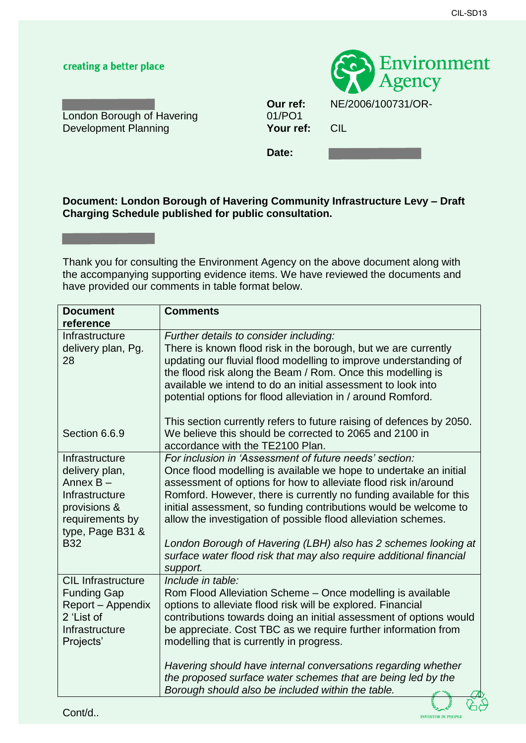CIL-SD13

creating a better place

Environment Agency

London Borough of Havering
Development Planning

**Our ref:** NE/2006/100731/OR-01/PO1
**Your ref:** CIL

**Date:**

**Document: London Borough of Havering Community Infrastructure Levy – Draft Charging Schedule published for public consultation.**

Thank you for consulting the Environment Agency on the above document along with the accompanying supporting evidence items. We have reviewed the documents and have provided our comments in table format below.

| **Document reference** | **Comments** |
|---|---|
| Infrastructure delivery plan, Pg. 28<br><br>Section 6.6.9 | *Further details to consider including:*<br>There is known flood risk in the borough, but we are currently updating our fluvial flood modelling to improve understanding of the flood risk along the Beam / Rom. Once this modelling is available we intend to do an initial assessment to look into potential options for flood alleviation in / around Romford.<br><br>This section currently refers to future raising of defences by 2050. We believe this should be corrected to 2065 and 2100 in accordance with the TE2100 Plan. |
| Infrastructure delivery plan, Annex B – Infrastructure provisions & requirements by type, Page B31 & B32 | *For inclusion in 'Assessment of future needs' section:*<br>Once flood modelling is available we hope to undertake an initial assessment of options for how to alleviate flood risk in/around Romford. However, there is currently no funding available for this initial assessment, so funding contributions would be welcome to allow the investigation of possible flood alleviation schemes.<br><br>*London Borough of Havering (LBH) also has 2 schemes looking at surface water flood risk that may also require additional financial support.* |
| CIL Infrastructure Funding Gap Report – Appendix 2 'List of Infrastructure Projects' | *Include in table:*<br>Rom Flood Alleviation Scheme – Once modelling is available options to alleviate flood risk will be explored. Financial contributions towards doing an initial assessment of options would be appreciate. Cost TBC as we require further information from modelling that is currently in progress.<br><br>*Havering should have internal conversations regarding whether the proposed surface water schemes that are being led by the Borough should also be included within the table.* |

Cont/d..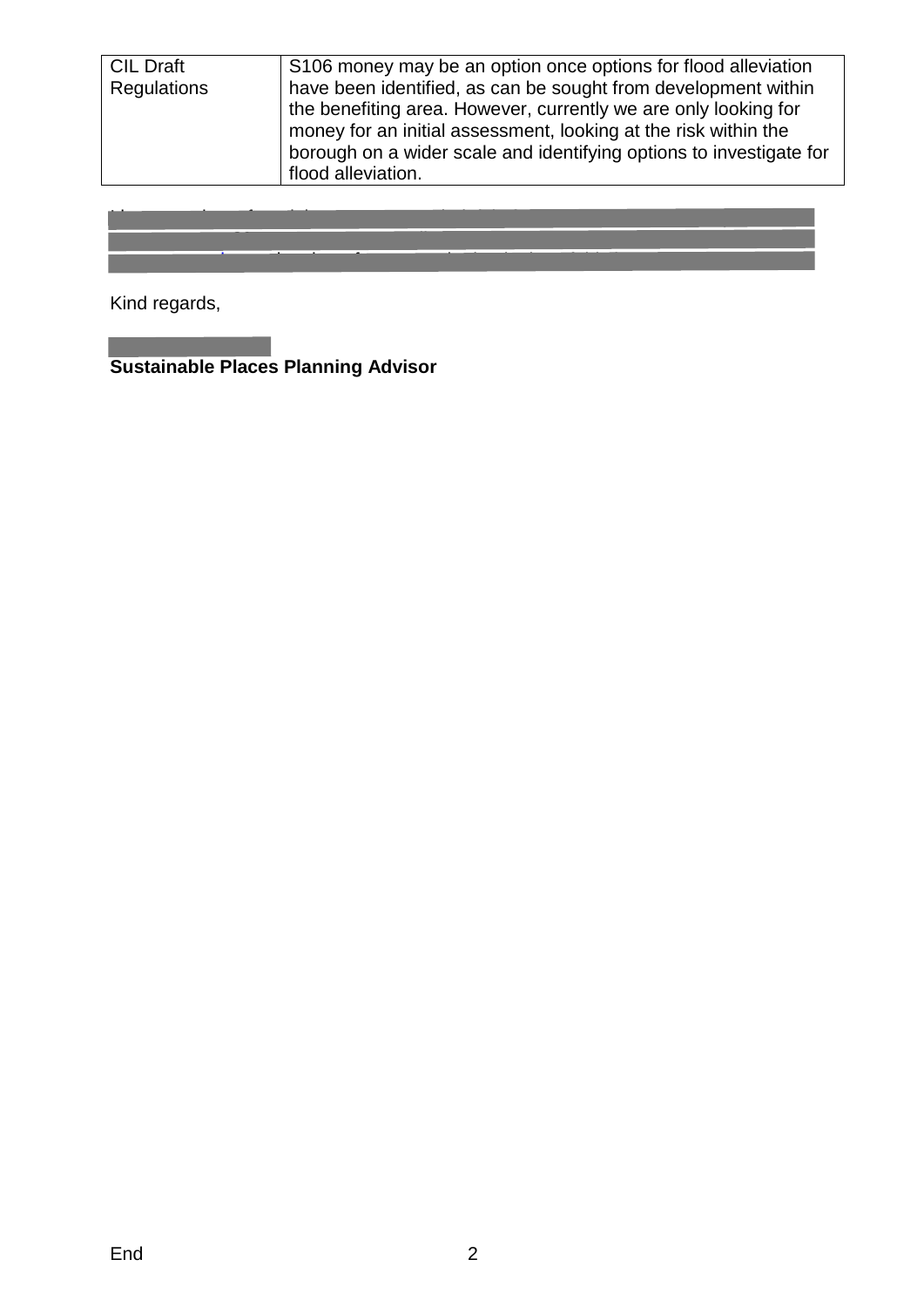| | |
|---|---|
| CIL Draft Regulations | S106 money may be an option once options for flood alleviation have been identified, as can be sought from development within the benefiting area. However, currently we are only looking for money for an initial assessment, looking at the risk within the borough on a wider scale and identifying options to investigate for flood alleviation. |

Kind regards,

**Sustainable Places Planning Advisor**

End